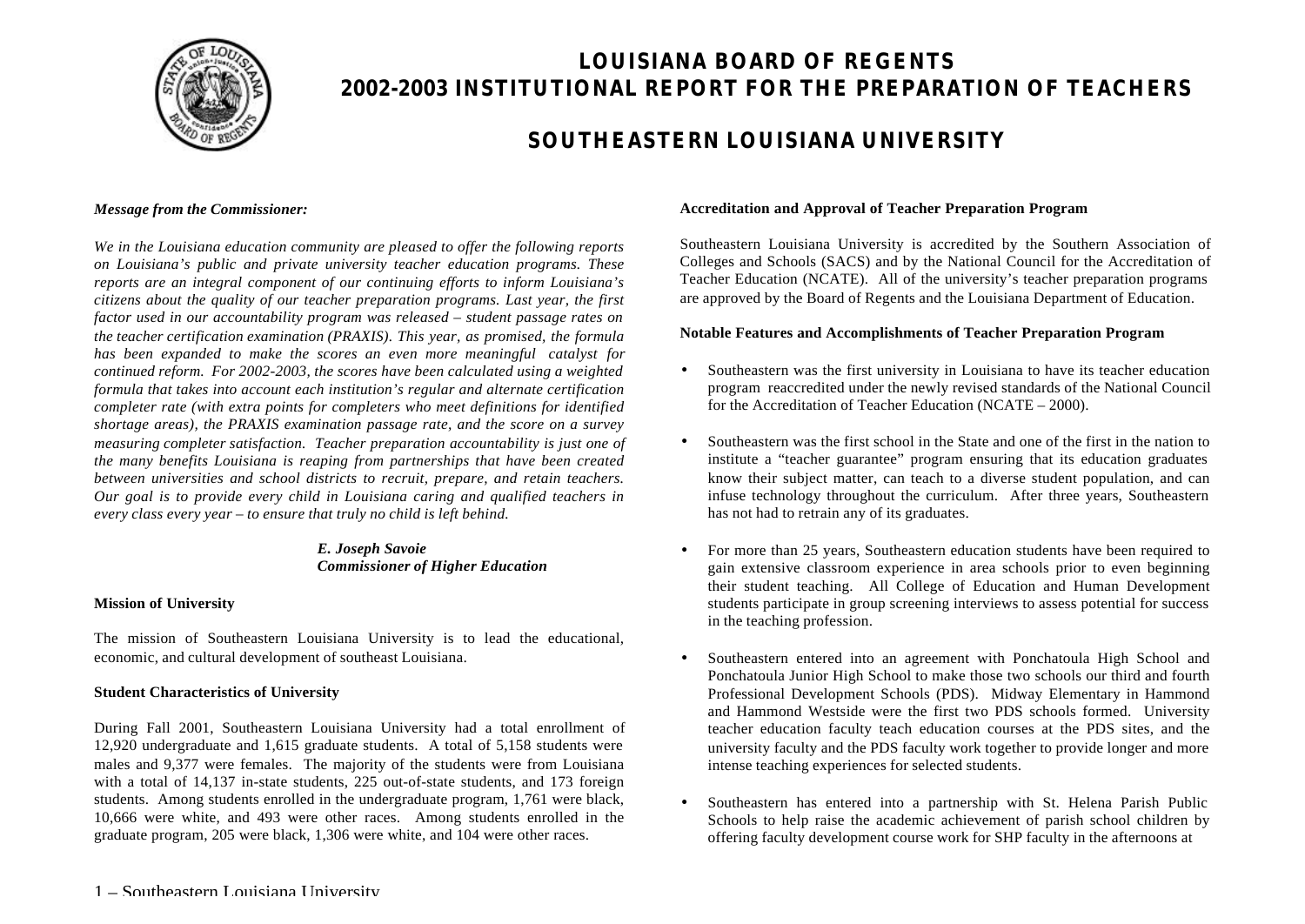# LOUISIANA BOARD OF REGENTS
# 2002-2003 INSTITUTIONAL REPORT FOR THE PREPARATION OF TEACHERS

## SOUTHEASTERN LOUISIANA UNIVERSITY

***Message from the Commissioner:***

*We in the Louisiana education community are pleased to offer the following reports on Louisiana's public and private university teacher education programs. These reports are an integral component of our continuing efforts to inform Louisiana's citizens about the quality of our teacher preparation programs. Last year, the first factor used in our accountability program was released – student passage rates on the teacher certification examination (PRAXIS). This year, as promised, the formula has been expanded to make the scores an even more meaningful catalyst for continued reform. For 2002-2003, the scores have been calculated using a weighted formula that takes into account each institution's regular and alternate certification completer rate (with extra points for completers who meet definitions for identified shortage areas), the PRAXIS examination passage rate, and the score on a survey measuring completer satisfaction. Teacher preparation accountability is just one of the many benefits Louisiana is reaping from partnerships that have been created between universities and school districts to recruit, prepare, and retain teachers. Our goal is to provide every child in Louisiana caring and qualified teachers in every class every year – to ensure that truly no child is left behind.*

***E. Joseph Savoie***
***Commissioner of Higher Education***

**Mission of University**

The mission of Southeastern Louisiana University is to lead the educational, economic, and cultural development of southeast Louisiana.

**Student Characteristics of University**

During Fall 2001, Southeastern Louisiana University had a total enrollment of 12,920 undergraduate and 1,615 graduate students. A total of 5,158 students were males and 9,377 were females. The majority of the students were from Louisiana with a total of 14,137 in-state students, 225 out-of-state students, and 173 foreign students. Among students enrolled in the undergraduate program, 1,761 were black, 10,666 were white, and 493 were other races. Among students enrolled in the graduate program, 205 were black, 1,306 were white, and 104 were other races.

**Accreditation and Approval of Teacher Preparation Program**

Southeastern Louisiana University is accredited by the Southern Association of Colleges and Schools (SACS) and by the National Council for the Accreditation of Teacher Education (NCATE). All of the university's teacher preparation programs are approved by the Board of Regents and the Louisiana Department of Education.

**Notable Features and Accomplishments of Teacher Preparation Program**

- Southeastern was the first university in Louisiana to have its teacher education program reaccredited under the newly revised standards of the National Council for the Accreditation of Teacher Education (NCATE – 2000).
- Southeastern was the first school in the State and one of the first in the nation to institute a "teacher guarantee" program ensuring that its education graduates know their subject matter, can teach to a diverse student population, and can infuse technology throughout the curriculum. After three years, Southeastern has not had to retrain any of its graduates.
- For more than 25 years, Southeastern education students have been required to gain extensive classroom experience in area schools prior to even beginning their student teaching. All College of Education and Human Development students participate in group screening interviews to assess potential for success in the teaching profession.
- Southeastern entered into an agreement with Ponchatoula High School and Ponchatoula Junior High School to make those two schools our third and fourth Professional Development Schools (PDS). Midway Elementary in Hammond and Hammond Westside were the first two PDS schools formed. University teacher education faculty teach education courses at the PDS sites, and the university faculty and the PDS faculty work together to provide longer and more intense teaching experiences for selected students.
- Southeastern has entered into a partnership with St. Helena Parish Public Schools to help raise the academic achievement of parish school children by offering faculty development course work for SHP faculty in the afternoons at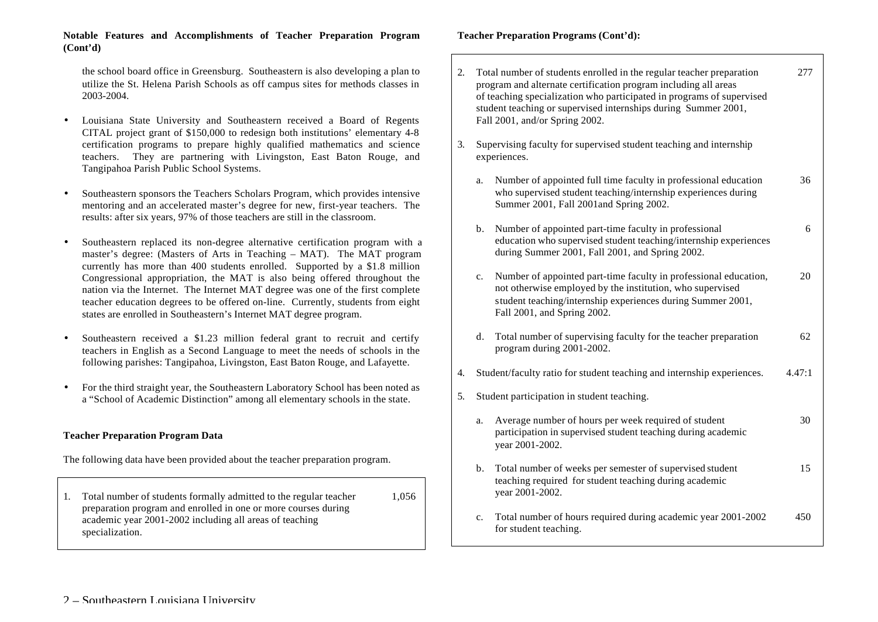**Notable Features and Accomplishments of Teacher Preparation Program (Cont'd)**

the school board office in Greensburg. Southeastern is also developing a plan to utilize the St. Helena Parish Schools as off campus sites for methods classes in 2003-2004.

- Louisiana State University and Southeastern received a Board of Regents CITAL project grant of $150,000 to redesign both institutions' elementary 4-8 certification programs to prepare highly qualified mathematics and science teachers. They are partnering with Livingston, East Baton Rouge, and Tangipahoa Parish Public School Systems.
- Southeastern sponsors the Teachers Scholars Program, which provides intensive mentoring and an accelerated master's degree for new, first-year teachers. The results: after six years, 97% of those teachers are still in the classroom.
- Southeastern replaced its non-degree alternative certification program with a master's degree: (Masters of Arts in Teaching – MAT). The MAT program currently has more than 400 students enrolled. Supported by a $1.8 million Congressional appropriation, the MAT is also being offered throughout the nation via the Internet. The Internet MAT degree was one of the first complete teacher education degrees to be offered on-line. Currently, students from eight states are enrolled in Southeastern's Internet MAT degree program.
- Southeastern received a $1.23 million federal grant to recruit and certify teachers in English as a Second Language to meet the needs of schools in the following parishes: Tangipahoa, Livingston, East Baton Rouge, and Lafayette.
- For the third straight year, the Southeastern Laboratory School has been noted as a "School of Academic Distinction" among all elementary schools in the state.

**Teacher Preparation Program Data**

The following data have been provided about the teacher preparation program.

| | | |
|---|---|---|
| 1. | Total number of students formally admitted to the regular teacher preparation program and enrolled in one or more courses during academic year 2001-2002 including all areas of teaching specialization. | 1,056 |

**Teacher Preparation Programs (Cont'd):**

| | | |
|---|---|---|
| 2. | Total number of students enrolled in the regular teacher preparation program and alternate certification program including all areas of teaching specialization who participated in programs of supervised student teaching or supervised internships during Summer 2001, Fall 2001, and/or Spring 2002. | 277 |
| 3. | Supervising faculty for supervised student teaching and internship experiences. | |
| | a. Number of appointed full time faculty in professional education who supervised student teaching/internship experiences during Summer 2001, Fall 2001and Spring 2002. | 36 |
| | b. Number of appointed part-time faculty in professional education who supervised student teaching/internship experiences during Summer 2001, Fall 2001, and Spring 2002. | 6 |
| | c. Number of appointed part-time faculty in professional education, not otherwise employed by the institution, who supervised student teaching/internship experiences during Summer 2001, Fall 2001, and Spring 2002. | 20 |
| | d. Total number of supervising faculty for the teacher preparation program during 2001-2002. | 62 |
| 4. | Student/faculty ratio for student teaching and internship experiences. | 4.47:1 |
| 5. | Student participation in student teaching. | |
| | a. Average number of hours per week required of student participation in supervised student teaching during academic year 2001-2002. | 30 |
| | b. Total number of weeks per semester of supervised student teaching required for student teaching during academic year 2001-2002. | 15 |
| | c. Total number of hours required during academic year 2001-2002 for student teaching. | 450 |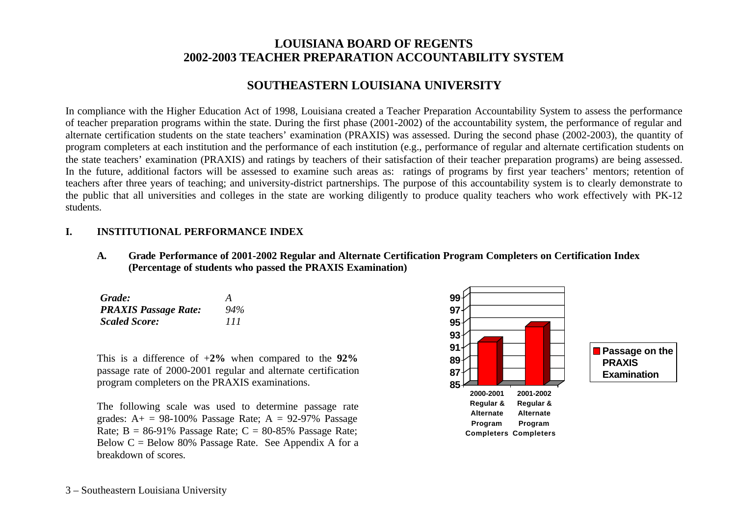# LOUISIANA BOARD OF REGENTS
# 2002-2003 TEACHER PREPARATION ACCOUNTABILITY SYSTEM

## SOUTHEASTERN LOUISIANA UNIVERSITY

In compliance with the Higher Education Act of 1998, Louisiana created a Teacher Preparation Accountability System to assess the performance of teacher preparation programs within the state. During the first phase (2001-2002) of the accountability system, the performance of regular and alternate certification students on the state teachers' examination (PRAXIS) was assessed. During the second phase (2002-2003), the quantity of program completers at each institution and the performance of each institution (e.g., performance of regular and alternate certification students on the state teachers' examination (PRAXIS) and ratings by teachers of their satisfaction of their teacher preparation programs) are being assessed. In the future, additional factors will be assessed to examine such areas as: ratings of programs by first year teachers' mentors; retention of teachers after three years of teaching; and university-district partnerships. The purpose of this accountability system is to clearly demonstrate to the public that all universities and colleges in the state are working diligently to produce quality teachers who work effectively with PK-12 students.

### I. INSTITUTIONAL PERFORMANCE INDEX

#### A. Grade Performance of 2001-2002 Regular and Alternate Certification Program Completers on Certification Index (Percentage of students who passed the PRAXIS Examination)

| | |
|---|---|
| ***Grade:*** | *A* |
| ***PRAXIS Passage Rate:*** | *94%* |
| ***Scaled Score:*** | *111* |

This is a difference of +**2%** when compared to the **92%** passage rate of 2000-2001 regular and alternate certification program completers on the PRAXIS examinations.

The following scale was used to determine passage rate grades: A+ = 98-100% Passage Rate; A = 92-97% Passage Rate; B = 86-91% Passage Rate; C = 80-85% Passage Rate; Below C = Below 80% Passage Rate. See Appendix A for a breakdown of scores.

| | Passage on the PRAXIS Examination |
|---|---|
| 2000-2001 Regular & Alternate Program Completers | 92 |
| 2001-2002 Regular & Alternate Program Completers | 94 |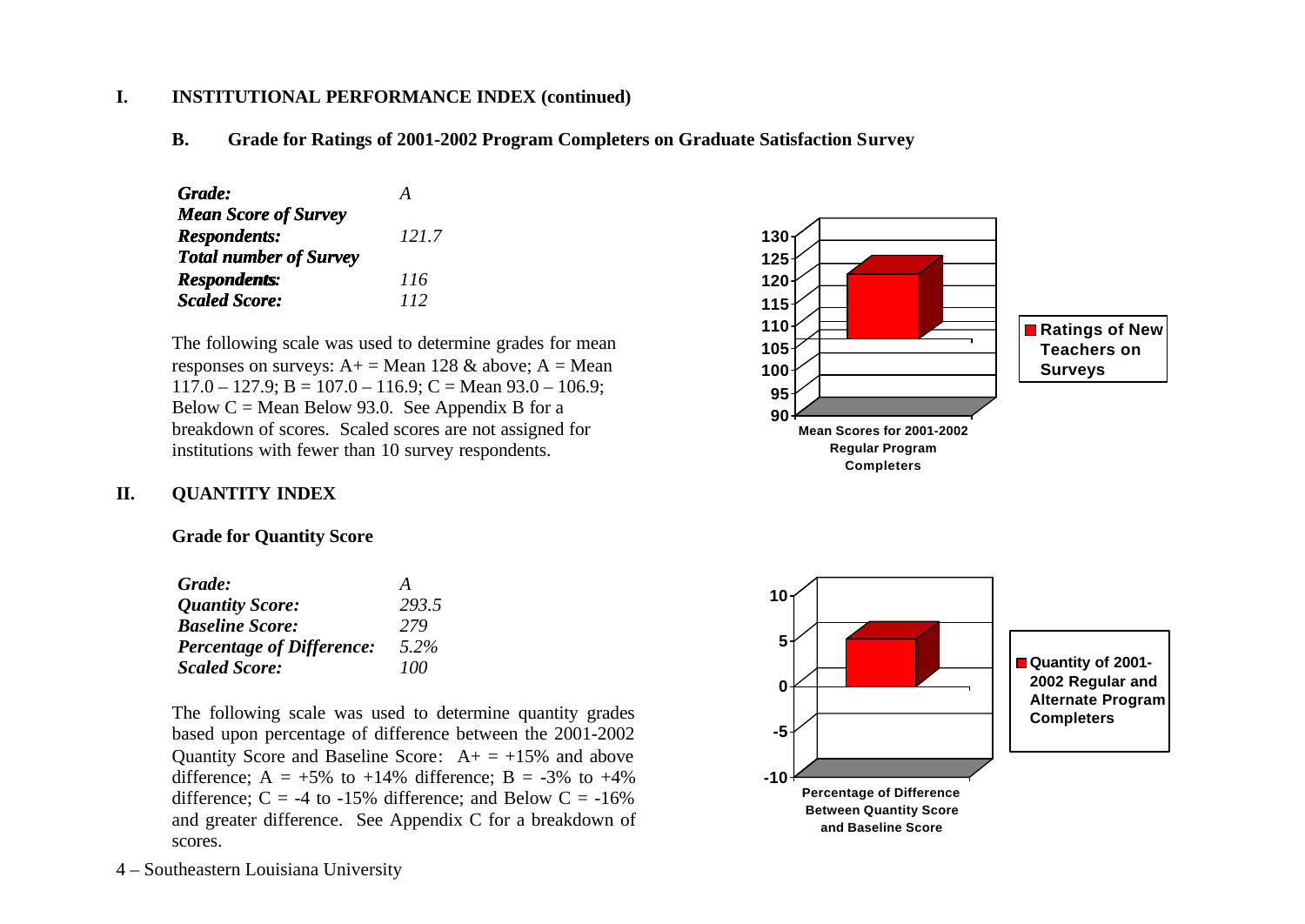# I. INSTITUTIONAL PERFORMANCE INDEX (continued)

## B. Grade for Ratings of 2001-2002 Program Completers on Graduate Satisfaction Survey

| | |
|---|---|
| ***Grade:*** | *A* |
| ***Mean Score of Survey Respondents:*** | *121.7* |
| ***Total number of Survey Respondents:*** | *116* |
| ***Scaled Score:*** | *112* |

The following scale was used to determine grades for mean responses on surveys: A+ = Mean 128 & above; A = Mean 117.0 – 127.9; B = 107.0 – 116.9; C = Mean 93.0 – 106.9; Below C = Mean Below 93.0. See Appendix B for a breakdown of scores. Scaled scores are not assigned for institutions with fewer than 10 survey respondents.

# II. QUANTITY INDEX

### Grade for Quantity Score

| | |
|---|---|
| ***Grade:*** | *A* |
| ***Quantity Score:*** | *293.5* |
| ***Baseline Score:*** | *279* |
| ***Percentage of Difference:*** | *5.2%* |
| ***Scaled Score:*** | *100* |

The following scale was used to determine quantity grades based upon percentage of difference between the 2001-2002 Quantity Score and Baseline Score: A+ = +15% and above difference; A = +5% to +14% difference; B = -3% to +4% difference; C = -4 to -15% difference; and Below C = -16% and greater difference. See Appendix C for a breakdown of scores.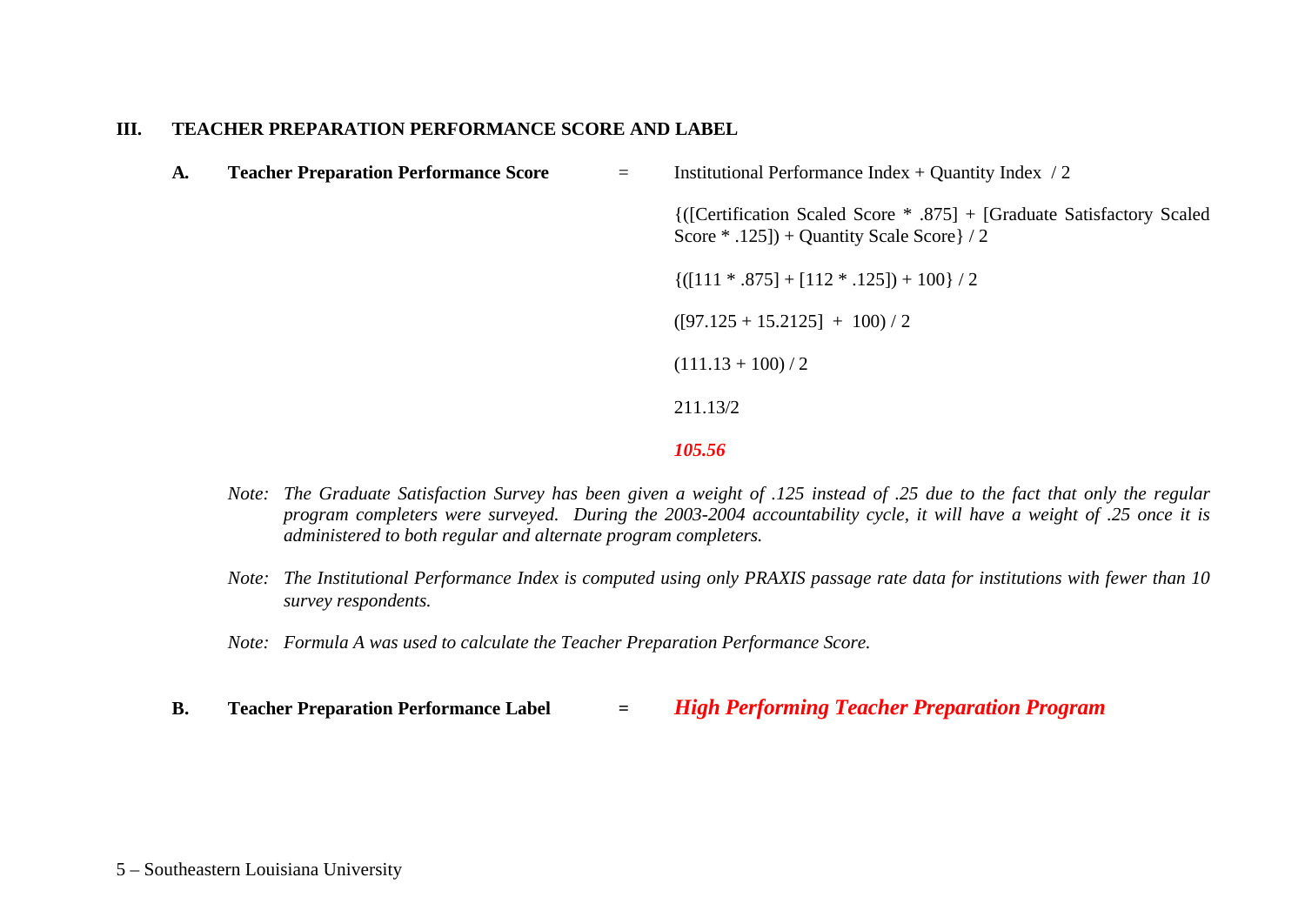## III. TEACHER PREPARATION PERFORMANCE SCORE AND LABEL

**A. Teacher Preparation Performance Score** = Institutional Performance Index + Quantity Index / 2

{([Certification Scaled Score * .875] + [Graduate Satisfactory Scaled Score * .125]) + Quantity Scale Score} / 2

{([111 * .875] + [112 * .125]) + 100} / 2

([97.125 + 15.2125] + 100) / 2

(111.13 + 100) / 2

211.13/2

***105.56***

*Note: The Graduate Satisfaction Survey has been given a weight of .125 instead of .25 due to the fact that only the regular program completers were surveyed. During the 2003-2004 accountability cycle, it will have a weight of .25 once it is administered to both regular and alternate program completers.*

*Note: The Institutional Performance Index is computed using only PRAXIS passage rate data for institutions with fewer than 10 survey respondents.*

*Note: Formula A was used to calculate the Teacher Preparation Performance Score.*

**B. Teacher Preparation Performance Label** = ***High Performing Teacher Preparation Program***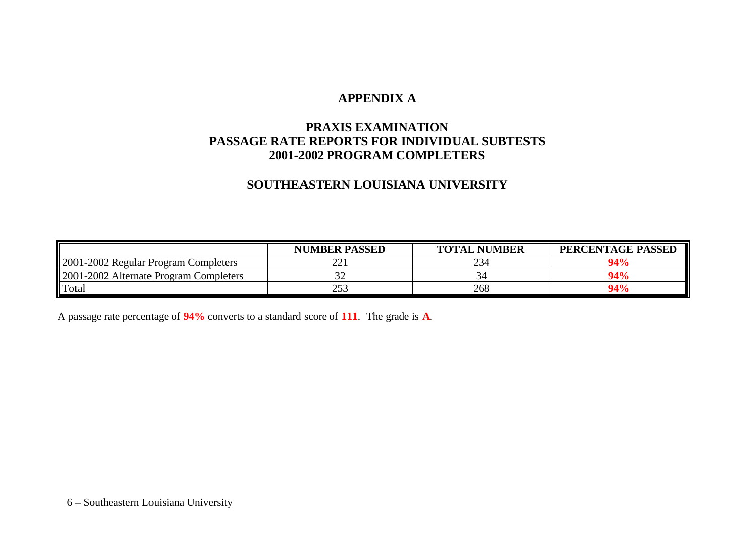# APPENDIX A

## PRAXIS EXAMINATION
## PASSAGE RATE REPORTS FOR INDIVIDUAL SUBTESTS
## 2001-2002 PROGRAM COMPLETERS

## SOUTHEASTERN LOUISIANA UNIVERSITY

| | NUMBER PASSED | TOTAL NUMBER | PERCENTAGE PASSED |
|---|---|---|---|
| 2001-2002 Regular Program Completers | 221 | 234 | **94%** |
| 2001-2002 Alternate Program Completers | 32 | 34 | **94%** |
| Total | 253 | 268 | **94%** |

A passage rate percentage of **94%** converts to a standard score of **111**. The grade is **A**.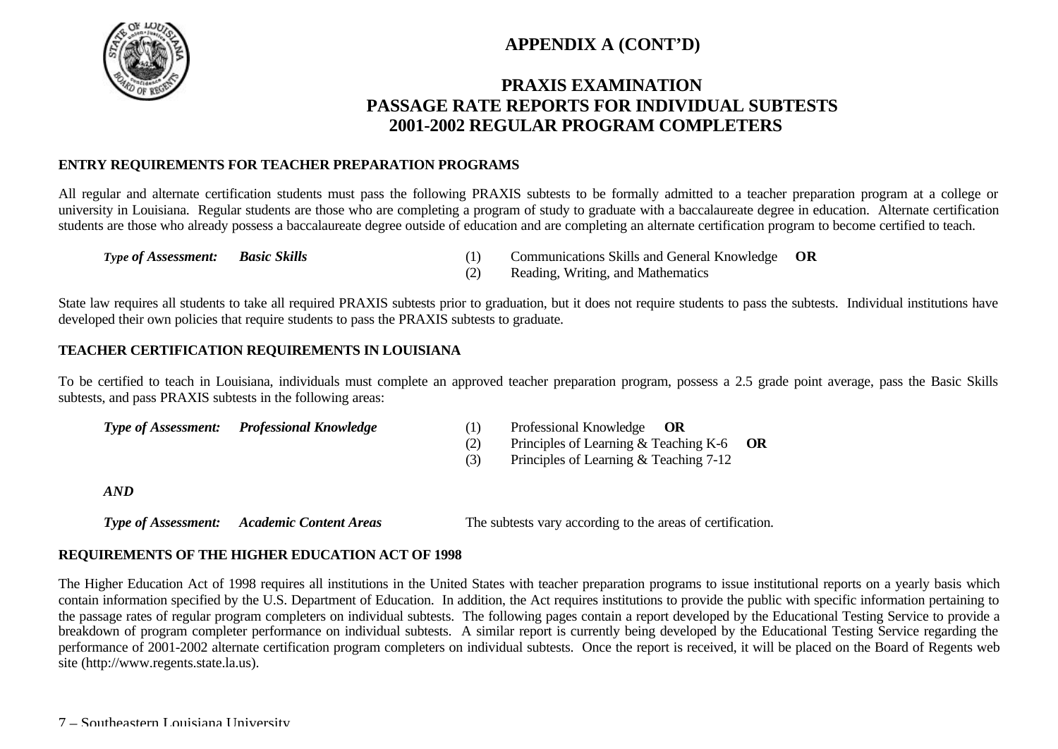# APPENDIX A (CONT'D)

## PRAXIS EXAMINATION
## PASSAGE RATE REPORTS FOR INDIVIDUAL SUBTESTS
## 2001-2002 REGULAR PROGRAM COMPLETERS

### ENTRY REQUIREMENTS FOR TEACHER PREPARATION PROGRAMS

All regular and alternate certification students must pass the following PRAXIS subtests to be formally admitted to a teacher preparation program at a college or university in Louisiana. Regular students are those who are completing a program of study to graduate with a baccalaureate degree in education. Alternate certification students are those who already possess a baccalaureate degree outside of education and are completing an alternate certification program to become certified to teach.

***Type of Assessment:*** ***Basic Skills***

(1) Communications Skills and General Knowledge **OR**
(2) Reading, Writing, and Mathematics

State law requires all students to take all required PRAXIS subtests prior to graduation, but it does not require students to pass the subtests. Individual institutions have developed their own policies that require students to pass the PRAXIS subtests to graduate.

### TEACHER CERTIFICATION REQUIREMENTS IN LOUISIANA

To be certified to teach in Louisiana, individuals must complete an approved teacher preparation program, possess a 2.5 grade point average, pass the Basic Skills subtests, and pass PRAXIS subtests in the following areas:

***Type of Assessment:*** ***Professional Knowledge***

(1) Professional Knowledge **OR**
(2) Principles of Learning & Teaching K-6 **OR**
(3) Principles of Learning & Teaching 7-12

***AND***

***Type of Assessment:*** ***Academic Content Areas***

The subtests vary according to the areas of certification.

### REQUIREMENTS OF THE HIGHER EDUCATION ACT OF 1998

The Higher Education Act of 1998 requires all institutions in the United States with teacher preparation programs to issue institutional reports on a yearly basis which contain information specified by the U.S. Department of Education. In addition, the Act requires institutions to provide the public with specific information pertaining to the passage rates of regular program completers on individual subtests. The following pages contain a report developed by the Educational Testing Service to provide a breakdown of program completer performance on individual subtests. A similar report is currently being developed by the Educational Testing Service regarding the performance of 2001-2002 alternate certification program completers on individual subtests. Once the report is received, it will be placed on the Board of Regents web site (http://www.regents.state.la.us).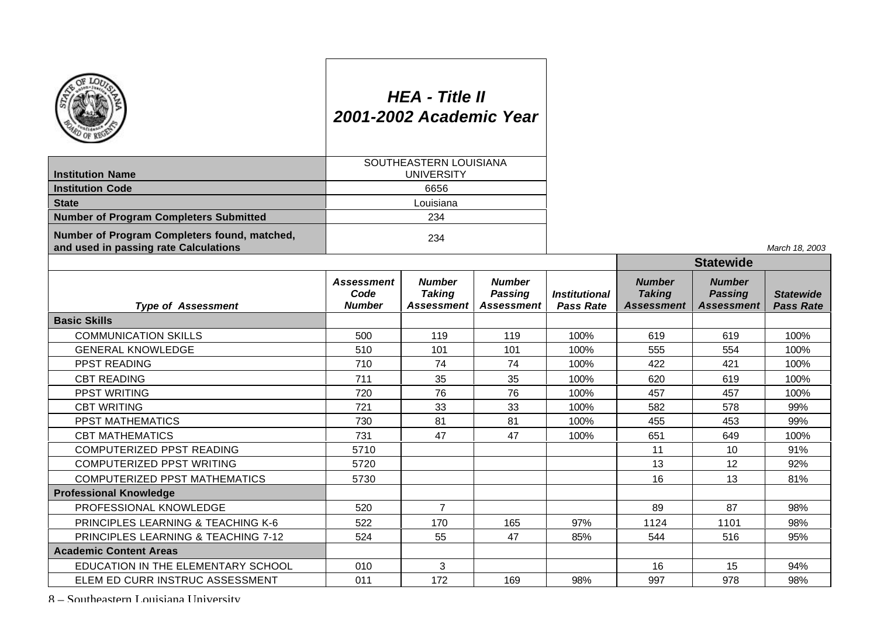# HEA - Title II
## 2001-2002 Academic Year

| | |
|---|---|
| **Institution Name** | SOUTHEASTERN LOUISIANA UNIVERSITY |
| **Institution Code** | 6656 |
| **State** | Louisiana |
| **Number of Program Completers Submitted** | 234 |
| **Number of Program Completers found, matched, and used in passing rate Calculations** | 234 |

*March 18, 2003*

| | | | | | Statewide | | |
|---|---|---|---|---|---|---|---|
| ***Type of Assessment*** | ***Assessment Code Number*** | ***Number Taking Assessment*** | ***Number Passing Assessment*** | ***Institutional Pass Rate*** | ***Number Taking Assessment*** | ***Number Passing Assessment*** | ***Statewide Pass Rate*** |
| **Basic Skills** | | | | | | | |
| COMMUNICATION SKILLS | 500 | 119 | 119 | 100% | 619 | 619 | 100% |
| GENERAL KNOWLEDGE | 510 | 101 | 101 | 100% | 555 | 554 | 100% |
| PPST READING | 710 | 74 | 74 | 100% | 422 | 421 | 100% |
| CBT READING | 711 | 35 | 35 | 100% | 620 | 619 | 100% |
| PPST WRITING | 720 | 76 | 76 | 100% | 457 | 457 | 100% |
| CBT WRITING | 721 | 33 | 33 | 100% | 582 | 578 | 99% |
| PPST MATHEMATICS | 730 | 81 | 81 | 100% | 455 | 453 | 99% |
| CBT MATHEMATICS | 731 | 47 | 47 | 100% | 651 | 649 | 100% |
| COMPUTERIZED PPST READING | 5710 | | | | 11 | 10 | 91% |
| COMPUTERIZED PPST WRITING | 5720 | | | | 13 | 12 | 92% |
| COMPUTERIZED PPST MATHEMATICS | 5730 | | | | 16 | 13 | 81% |
| **Professional Knowledge** | | | | | | | |
| PROFESSIONAL KNOWLEDGE | 520 | 7 | | | 89 | 87 | 98% |
| PRINCIPLES LEARNING & TEACHING K-6 | 522 | 170 | 165 | 97% | 1124 | 1101 | 98% |
| PRINCIPLES LEARNING & TEACHING 7-12 | 524 | 55 | 47 | 85% | 544 | 516 | 95% |
| **Academic Content Areas** | | | | | | | |
| EDUCATION IN THE ELEMENTARY SCHOOL | 010 | 3 | | | 16 | 15 | 94% |
| ELEM ED CURR INSTRUC ASSESSMENT | 011 | 172 | 169 | 98% | 997 | 978 | 98% |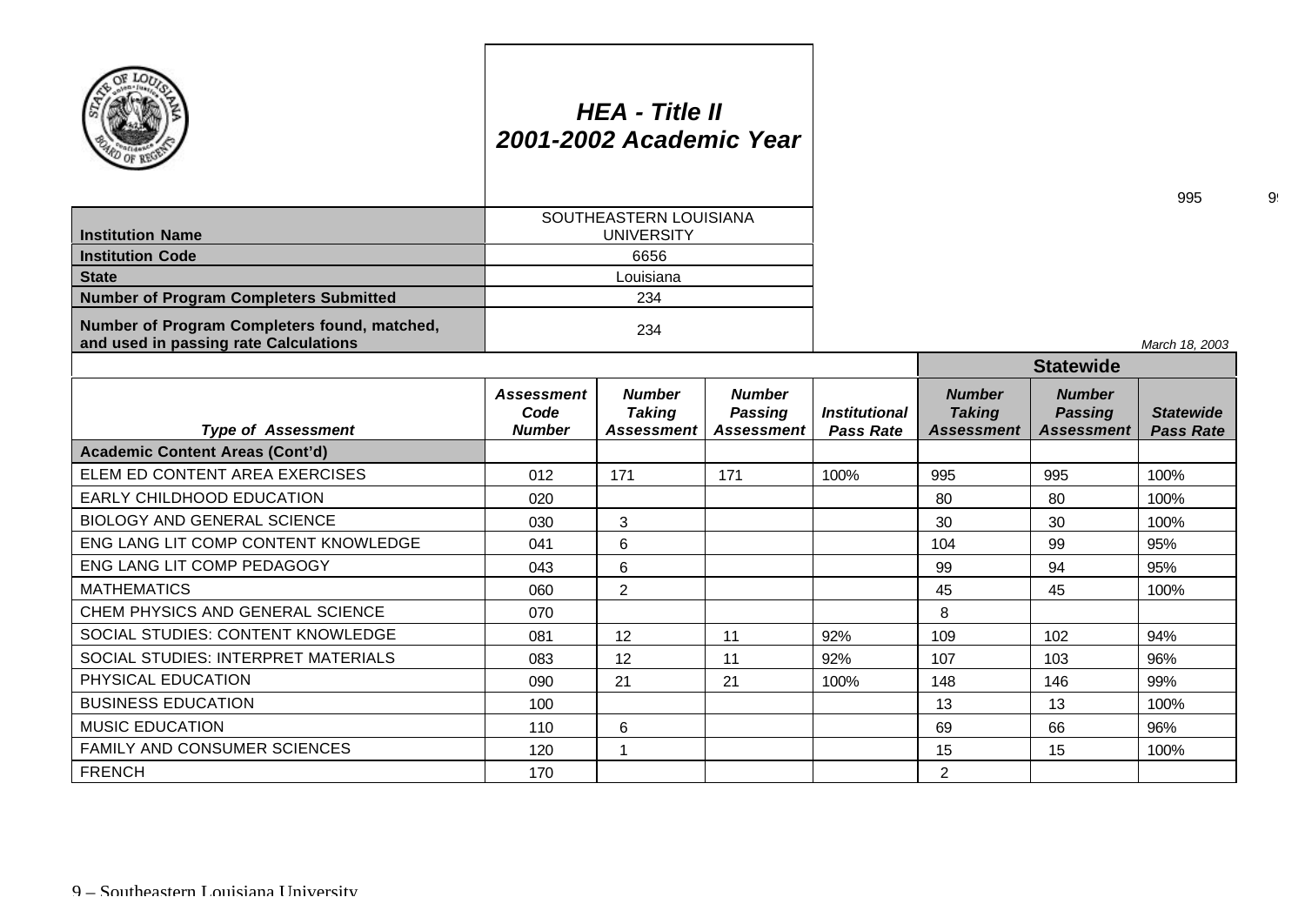# HEA - Title II
# 2001-2002 Academic Year

| | |
|---|---|
| **Institution Name** | SOUTHEASTERN LOUISIANA UNIVERSITY |
| **Institution Code** | 6656 |
| **State** | Louisiana |
| **Number of Program Completers Submitted** | 234 |
| **Number of Program Completers found, matched, and used in passing rate Calculations** | 234 |

March 18, 2003

| | | | | | Statewide | | |
|---|---|---|---|---|---|---|---|
| ***Type of Assessment*** | ***Assessment Code Number*** | ***Number Taking Assessment*** | ***Number Passing Assessment*** | ***Institutional Pass Rate*** | ***Number Taking Assessment*** | ***Number Passing Assessment*** | ***Statewide Pass Rate*** |
| **Academic Content Areas (Cont'd)** | | | | | | | |
| ELEM ED CONTENT AREA EXERCISES | 012 | 171 | 171 | 100% | 995 | 995 | 100% |
| EARLY CHILDHOOD EDUCATION | 020 | | | | 80 | 80 | 100% |
| BIOLOGY AND GENERAL SCIENCE | 030 | 3 | | | 30 | 30 | 100% |
| ENG LANG LIT COMP CONTENT KNOWLEDGE | 041 | 6 | | | 104 | 99 | 95% |
| ENG LANG LIT COMP PEDAGOGY | 043 | 6 | | | 99 | 94 | 95% |
| MATHEMATICS | 060 | 2 | | | 45 | 45 | 100% |
| CHEM PHYSICS AND GENERAL SCIENCE | 070 | | | | 8 | | |
| SOCIAL STUDIES: CONTENT KNOWLEDGE | 081 | 12 | 11 | 92% | 109 | 102 | 94% |
| SOCIAL STUDIES: INTERPRET MATERIALS | 083 | 12 | 11 | 92% | 107 | 103 | 96% |
| PHYSICAL EDUCATION | 090 | 21 | 21 | 100% | 148 | 146 | 99% |
| BUSINESS EDUCATION | 100 | | | | 13 | 13 | 100% |
| MUSIC EDUCATION | 110 | 6 | | | 69 | 66 | 96% |
| FAMILY AND CONSUMER SCIENCES | 120 | 1 | | | 15 | 15 | 100% |
| FRENCH | 170 | | | | 2 | | |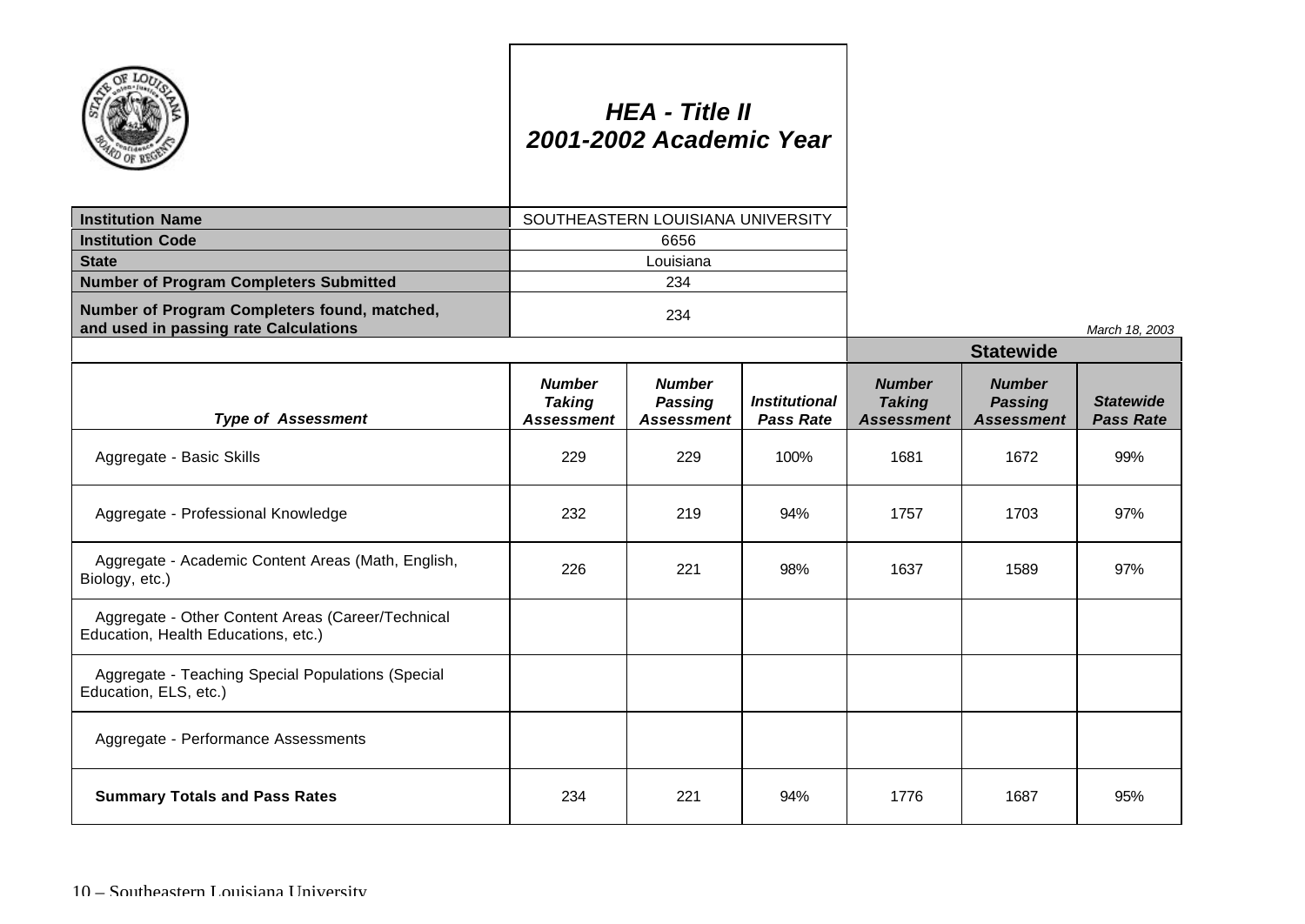## HEA - Title II
## 2001-2002 Academic Year

| | |
|---|---|
| **Institution Name** | SOUTHEASTERN LOUISIANA UNIVERSITY |
| **Institution Code** | 6656 |
| **State** | Louisiana |
| **Number of Program Completers Submitted** | 234 |
| **Number of Program Completers found, matched, and used in passing rate Calculations** | 234 |

*March 18, 2003*

| | | | | **Statewide** | | |
|---|---|---|---|---|---|---|
| ***Type of Assessment*** | ***Number Taking Assessment*** | ***Number Passing Assessment*** | ***Institutional Pass Rate*** | ***Number Taking Assessment*** | ***Number Passing Assessment*** | ***Statewide Pass Rate*** |
| Aggregate - Basic Skills | 229 | 229 | 100% | 1681 | 1672 | 99% |
| Aggregate - Professional Knowledge | 232 | 219 | 94% | 1757 | 1703 | 97% |
| Aggregate - Academic Content Areas (Math, English, Biology, etc.) | 226 | 221 | 98% | 1637 | 1589 | 97% |
| Aggregate - Other Content Areas (Career/Technical Education, Health Educations, etc.) | | | | | | |
| Aggregate - Teaching Special Populations (Special Education, ELS, etc.) | | | | | | |
| Aggregate - Performance Assessments | | | | | | |
| **Summary Totals and Pass Rates** | 234 | 221 | 94% | 1776 | 1687 | 95% |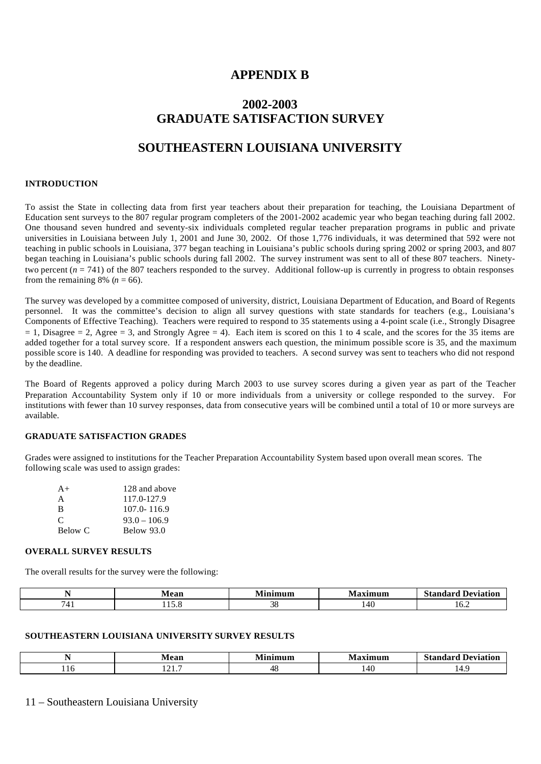# APPENDIX B

## 2002-2003
## GRADUATE SATISFACTION SURVEY

## SOUTHEASTERN LOUISIANA UNIVERSITY

### INTRODUCTION

To assist the State in collecting data from first year teachers about their preparation for teaching, the Louisiana Department of Education sent surveys to the 807 regular program completers of the 2001-2002 academic year who began teaching during fall 2002. One thousand seven hundred and seventy-six individuals completed regular teacher preparation programs in public and private universities in Louisiana between July 1, 2001 and June 30, 2002. Of those 1,776 individuals, it was determined that 592 were not teaching in public schools in Louisiana, 377 began teaching in Louisiana's public schools during spring 2002 or spring 2003, and 807 began teaching in Louisiana's public schools during fall 2002. The survey instrument was sent to all of these 807 teachers. Ninety-two percent ($n$ = 741) of the 807 teachers responded to the survey. Additional follow-up is currently in progress to obtain responses from the remaining 8% ($n$ = 66).

The survey was developed by a committee composed of university, district, Louisiana Department of Education, and Board of Regents personnel. It was the committee's decision to align all survey questions with state standards for teachers (e.g., Louisiana's Components of Effective Teaching). Teachers were required to respond to 35 statements using a 4-point scale (i.e., Strongly Disagree = 1, Disagree = 2, Agree = 3, and Strongly Agree = 4). Each item is scored on this 1 to 4 scale, and the scores for the 35 items are added together for a total survey score. If a respondent answers each question, the minimum possible score is 35, and the maximum possible score is 140. A deadline for responding was provided to teachers. A second survey was sent to teachers who did not respond by the deadline.

The Board of Regents approved a policy during March 2003 to use survey scores during a given year as part of the Teacher Preparation Accountability System only if 10 or more individuals from a university or college responded to the survey. For institutions with fewer than 10 survey responses, data from consecutive years will be combined until a total of 10 or more surveys are available.

### GRADUATE SATISFACTION GRADES

Grades were assigned to institutions for the Teacher Preparation Accountability System based upon overall mean scores. The following scale was used to assign grades:

| | |
|---|---|
| A+ | 128 and above |
| A | 117.0-127.9 |
| B | 107.0- 116.9 |
| C | 93.0 – 106.9 |
| Below C | Below 93.0 |

### OVERALL SURVEY RESULTS

The overall results for the survey were the following:

| N | Mean | Minimum | Maximum | Standard Deviation |
|---|---|---|---|---|
| 741 | 115.8 | 38 | 140 | 16.2 |

### SOUTHEASTERN LOUISIANA UNIVERSITY SURVEY RESULTS

| N | Mean | Minimum | Maximum | Standard Deviation |
|---|---|---|---|---|
| 116 | 121.7 | 48 | 140 | 14.9 |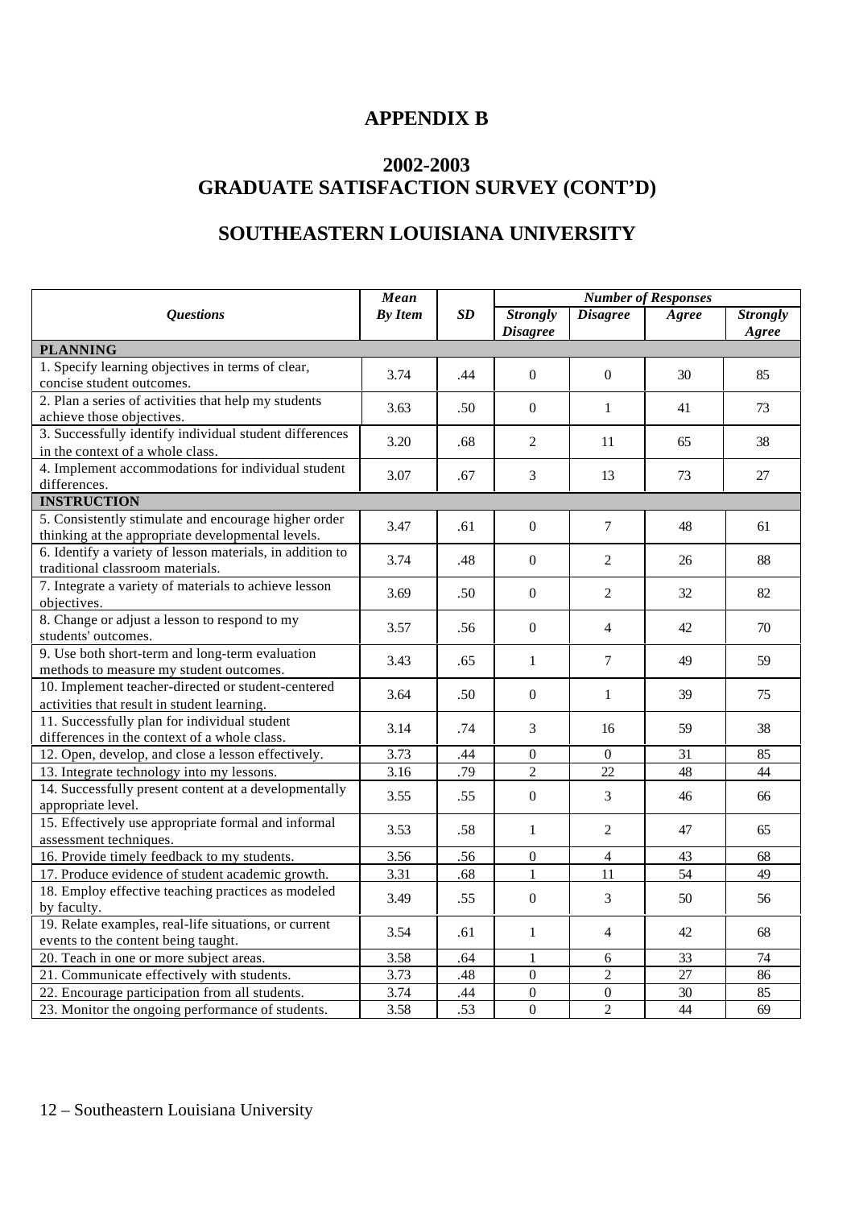# APPENDIX B

## 2002-2003
## GRADUATE SATISFACTION SURVEY (CONT'D)

## SOUTHEASTERN LOUISIANA UNIVERSITY

| *Questions* | *Mean By Item* | *SD* | *Number of Responses* | | | |
|---|---|---|---|---|---|---|
| | | | *Strongly Disagree* | *Disagree* | *Agree* | *Strongly Agree* |
| **PLANNING** | | | | | | |
| 1. Specify learning objectives in terms of clear, concise student outcomes. | 3.74 | .44 | 0 | 0 | 30 | 85 |
| 2. Plan a series of activities that help my students achieve those objectives. | 3.63 | .50 | 0 | 1 | 41 | 73 |
| 3. Successfully identify individual student differences in the context of a whole class. | 3.20 | .68 | 2 | 11 | 65 | 38 |
| 4. Implement accommodations for individual student differences. | 3.07 | .67 | 3 | 13 | 73 | 27 |
| **INSTRUCTION** | | | | | | |
| 5. Consistently stimulate and encourage higher order thinking at the appropriate developmental levels. | 3.47 | .61 | 0 | 7 | 48 | 61 |
| 6. Identify a variety of lesson materials, in addition to traditional classroom materials. | 3.74 | .48 | 0 | 2 | 26 | 88 |
| 7. Integrate a variety of materials to achieve lesson objectives. | 3.69 | .50 | 0 | 2 | 32 | 82 |
| 8. Change or adjust a lesson to respond to my students' outcomes. | 3.57 | .56 | 0 | 4 | 42 | 70 |
| 9. Use both short-term and long-term evaluation methods to measure my student outcomes. | 3.43 | .65 | 1 | 7 | 49 | 59 |
| 10. Implement teacher-directed or student-centered activities that result in student learning. | 3.64 | .50 | 0 | 1 | 39 | 75 |
| 11. Successfully plan for individual student differences in the context of a whole class. | 3.14 | .74 | 3 | 16 | 59 | 38 |
| 12. Open, develop, and close a lesson effectively. | 3.73 | .44 | 0 | 0 | 31 | 85 |
| 13. Integrate technology into my lessons. | 3.16 | .79 | 2 | 22 | 48 | 44 |
| 14. Successfully present content at a developmentally appropriate level. | 3.55 | .55 | 0 | 3 | 46 | 66 |
| 15. Effectively use appropriate formal and informal assessment techniques. | 3.53 | .58 | 1 | 2 | 47 | 65 |
| 16. Provide timely feedback to my students. | 3.56 | .56 | 0 | 4 | 43 | 68 |
| 17. Produce evidence of student academic growth. | 3.31 | .68 | 1 | 11 | 54 | 49 |
| 18. Employ effective teaching practices as modeled by faculty. | 3.49 | .55 | 0 | 3 | 50 | 56 |
| 19. Relate examples, real-life situations, or current events to the content being taught. | 3.54 | .61 | 1 | 4 | 42 | 68 |
| 20. Teach in one or more subject areas. | 3.58 | .64 | 1 | 6 | 33 | 74 |
| 21. Communicate effectively with students. | 3.73 | .48 | 0 | 2 | 27 | 86 |
| 22. Encourage participation from all students. | 3.74 | .44 | 0 | 0 | 30 | 85 |
| 23. Monitor the ongoing performance of students. | 3.58 | .53 | 0 | 2 | 44 | 69 |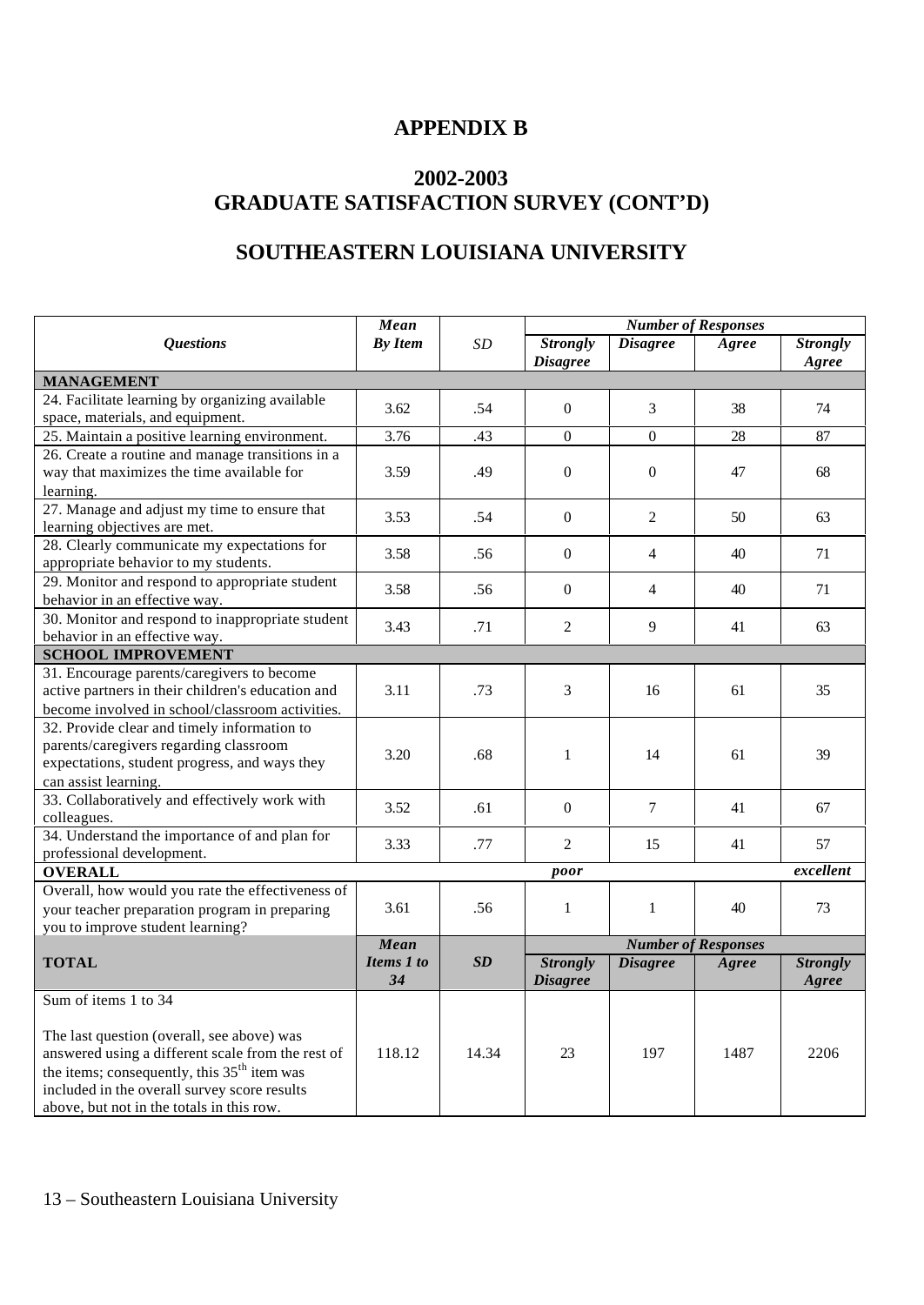# APPENDIX B

## 2002-2003
## GRADUATE SATISFACTION SURVEY (CONT'D)

## SOUTHEASTERN LOUISIANA UNIVERSITY

| *Questions* | *Mean By Item* | *SD* | *Number of Responses* | | | |
|---|---|---|---|---|---|---|
| | | | *Strongly Disagree* | *Disagree* | *Agree* | *Strongly Agree* |
| **MANAGEMENT** | | | | | | |
| 24. Facilitate learning by organizing available space, materials, and equipment. | 3.62 | .54 | 0 | 3 | 38 | 74 |
| 25. Maintain a positive learning environment. | 3.76 | .43 | 0 | 0 | 28 | 87 |
| 26. Create a routine and manage transitions in a way that maximizes the time available for learning. | 3.59 | .49 | 0 | 0 | 47 | 68 |
| 27. Manage and adjust my time to ensure that learning objectives are met. | 3.53 | .54 | 0 | 2 | 50 | 63 |
| 28. Clearly communicate my expectations for appropriate behavior to my students. | 3.58 | .56 | 0 | 4 | 40 | 71 |
| 29. Monitor and respond to appropriate student behavior in an effective way. | 3.58 | .56 | 0 | 4 | 40 | 71 |
| 30. Monitor and respond to inappropriate student behavior in an effective way. | 3.43 | .71 | 2 | 9 | 41 | 63 |
| **SCHOOL IMPROVEMENT** | | | | | | |
| 31. Encourage parents/caregivers to become active partners in their children's education and become involved in school/classroom activities. | 3.11 | .73 | 3 | 16 | 61 | 35 |
| 32. Provide clear and timely information to parents/caregivers regarding classroom expectations, student progress, and ways they can assist learning. | 3.20 | .68 | 1 | 14 | 61 | 39 |
| 33. Collaboratively and effectively work with colleagues. | 3.52 | .61 | 0 | 7 | 41 | 67 |
| 34. Understand the importance of and plan for professional development. | 3.33 | .77 | 2 | 15 | 41 | 57 |
| **OVERALL** | | | ***poor*** | | | ***excellent*** |
| Overall, how would you rate the effectiveness of your teacher preparation program in preparing you to improve student learning? | 3.61 | .56 | 1 | 1 | 40 | 73 |
| **TOTAL** | ***Mean Items 1 to 34*** | ***SD*** | ***Number of Responses*** | | | |
| | | | ***Strongly Disagree*** | ***Disagree*** | ***Agree*** | ***Strongly Agree*** |
| Sum of items 1 to 34<br><br>The last question (overall, see above) was answered using a different scale from the rest of the items; consequently, this 35th item was included in the overall survey score results above, but not in the totals in this row. | 118.12 | 14.34 | 23 | 197 | 1487 | 2206 |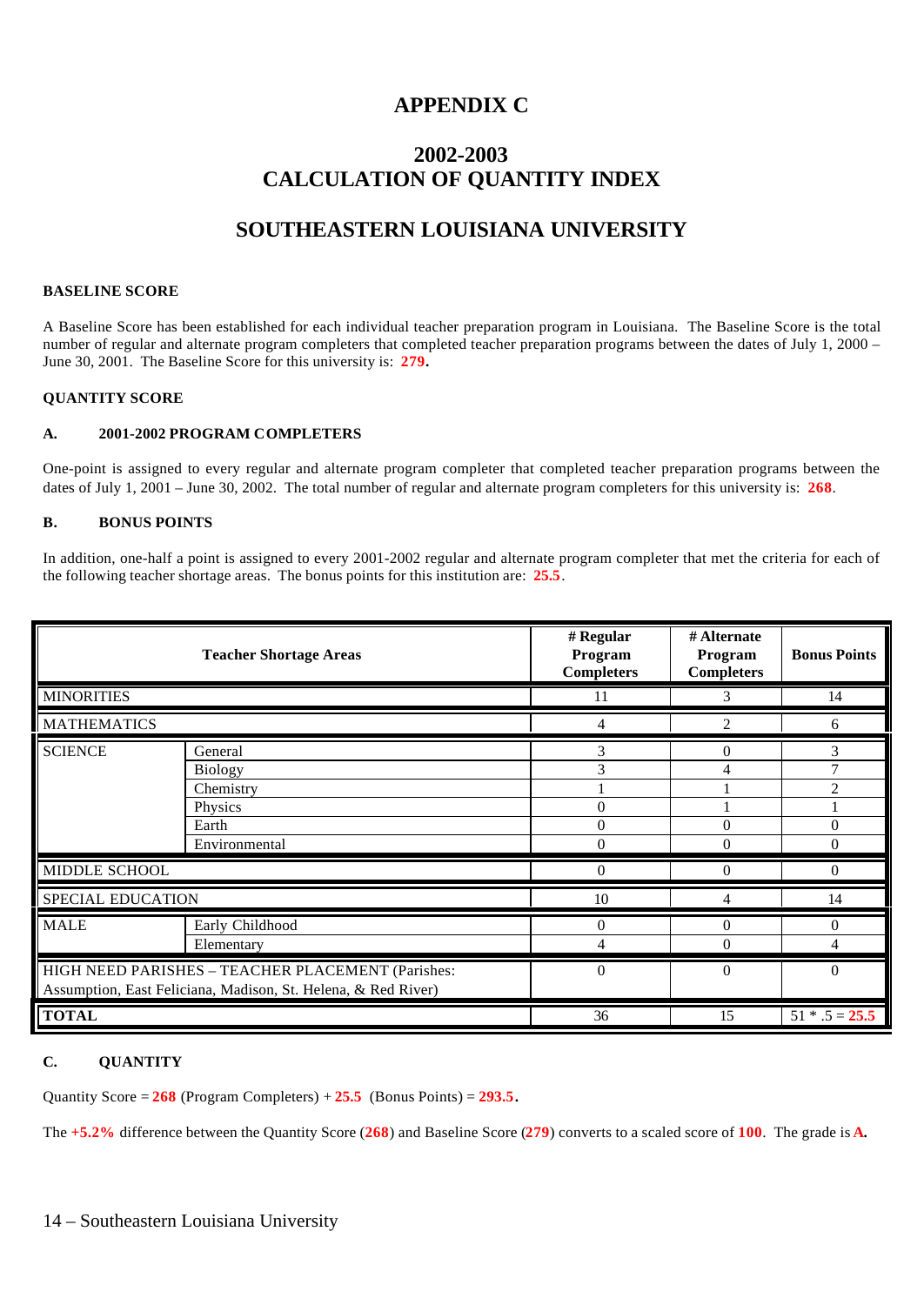# APPENDIX C

## 2002-2003
## CALCULATION OF QUANTITY INDEX

## SOUTHEASTERN LOUISIANA UNIVERSITY

**BASELINE SCORE**

A Baseline Score has been established for each individual teacher preparation program in Louisiana. The Baseline Score is the total number of regular and alternate program completers that completed teacher preparation programs between the dates of July 1, 2000 – June 30, 2001. The Baseline Score for this university is: **279.**

**QUANTITY SCORE**

**A. 2001-2002 PROGRAM COMPLETERS**

One-point is assigned to every regular and alternate program completer that completed teacher preparation programs between the dates of July 1, 2001 – June 30, 2002. The total number of regular and alternate program completers for this university is: **268**.

**B. BONUS POINTS**

In addition, one-half a point is assigned to every 2001-2002 regular and alternate program completer that met the criteria for each of the following teacher shortage areas. The bonus points for this institution are: **25.5**.

| Teacher Shortage Areas | | # Regular Program Completers | # Alternate Program Completers | Bonus Points |
|---|---|---|---|---|
| MINORITIES | | 11 | 3 | 14 |
| MATHEMATICS | | 4 | 2 | 6 |
| SCIENCE | General | 3 | 0 | 3 |
| | Biology | 3 | 4 | 7 |
| | Chemistry | 1 | 1 | 2 |
| | Physics | 0 | 1 | 1 |
| | Earth | 0 | 0 | 0 |
| | Environmental | 0 | 0 | 0 |
| MIDDLE SCHOOL | | 0 | 0 | 0 |
| SPECIAL EDUCATION | | 10 | 4 | 14 |
| MALE | Early Childhood | 0 | 0 | 0 |
| | Elementary | 4 | 0 | 4 |
| HIGH NEED PARISHES – TEACHER PLACEMENT (Parishes: Assumption, East Feliciana, Madison, St. Helena, & Red River) | | 0 | 0 | 0 |
| **TOTAL** | | 36 | 15 | 51 * .5 = **25.5** |

**C. QUANTITY**

Quantity Score = **268** (Program Completers) + **25.5** (Bonus Points) = **293.5**.

The **+5.2%** difference between the Quantity Score (**268**) and Baseline Score (**279**) converts to a scaled score of **100**. The grade is **A.**